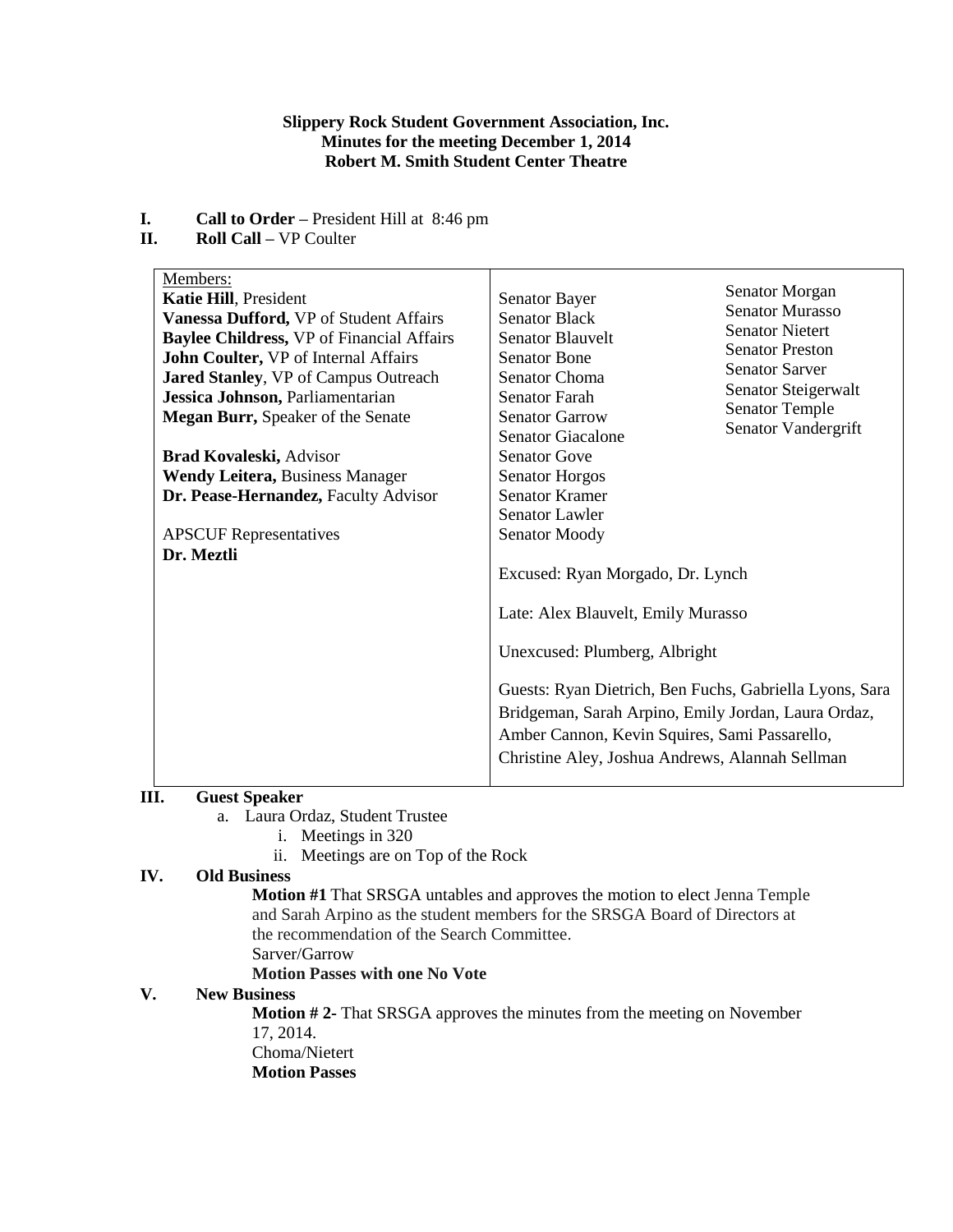**Slippery Rock Student Government Association, Inc.**
**Minutes for the meeting December 1, 2014**
**Robert M. Smith Student Center Theatre**

**I. Call to Order –** President Hill at 8:46 pm

**II. Roll Call –** VP Coulter

| Members: | | |
|---|---|---|
| **Katie Hill**, President | Senator Bayer | Senator Morgan |
| **Vanessa Dufford,** VP of Student Affairs | Senator Black | Senator Murasso |
| **Baylee Childress,** VP of Financial Affairs | Senator Blauvelt | Senator Nietert |
| **John Coulter,** VP of Internal Affairs | Senator Bone | Senator Preston |
| **Jared Stanley**, VP of Campus Outreach | Senator Choma | Senator Sarver |
| **Jessica Johnson,** Parliamentarian | Senator Farah | Senator Steigerwalt |
| **Megan Burr,** Speaker of the Senate | Senator Garrow | Senator Temple |
| | Senator Giacalone | Senator Vandergrift |
| **Brad Kovaleski,** Advisor | Senator Gove | |
| **Wendy Leitera,** Business Manager | Senator Horgos | |
| **Dr. Pease-Hernandez,** Faculty Advisor | Senator Kramer | |
| | Senator Lawler | |
| APSCUF Representatives | Senator Moody | |
| **Dr. Meztli** | | |

Excused: Ryan Morgado, Dr. Lynch

Late: Alex Blauvelt, Emily Murasso

Unexcused: Plumberg, Albright

Guests: Ryan Dietrich, Ben Fuchs, Gabriella Lyons, Sara Bridgeman, Sarah Arpino, Emily Jordan, Laura Ordaz, Amber Cannon, Kevin Squires, Sami Passarello, Christine Aley, Joshua Andrews, Alannah Sellman

**III. Guest Speaker**

a. Laura Ordaz, Student Trustee
   i. Meetings in 320
   ii. Meetings are on Top of the Rock

**IV. Old Business**

**Motion #1** That SRSGA untables and approves the motion to elect Jenna Temple and Sarah Arpino as the student members for the SRSGA Board of Directors at the recommendation of the Search Committee.
Sarver/Garrow
**Motion Passes with one No Vote**

**V. New Business**

**Motion # 2-** That SRSGA approves the minutes from the meeting on November 17, 2014.
Choma/Nietert
**Motion Passes**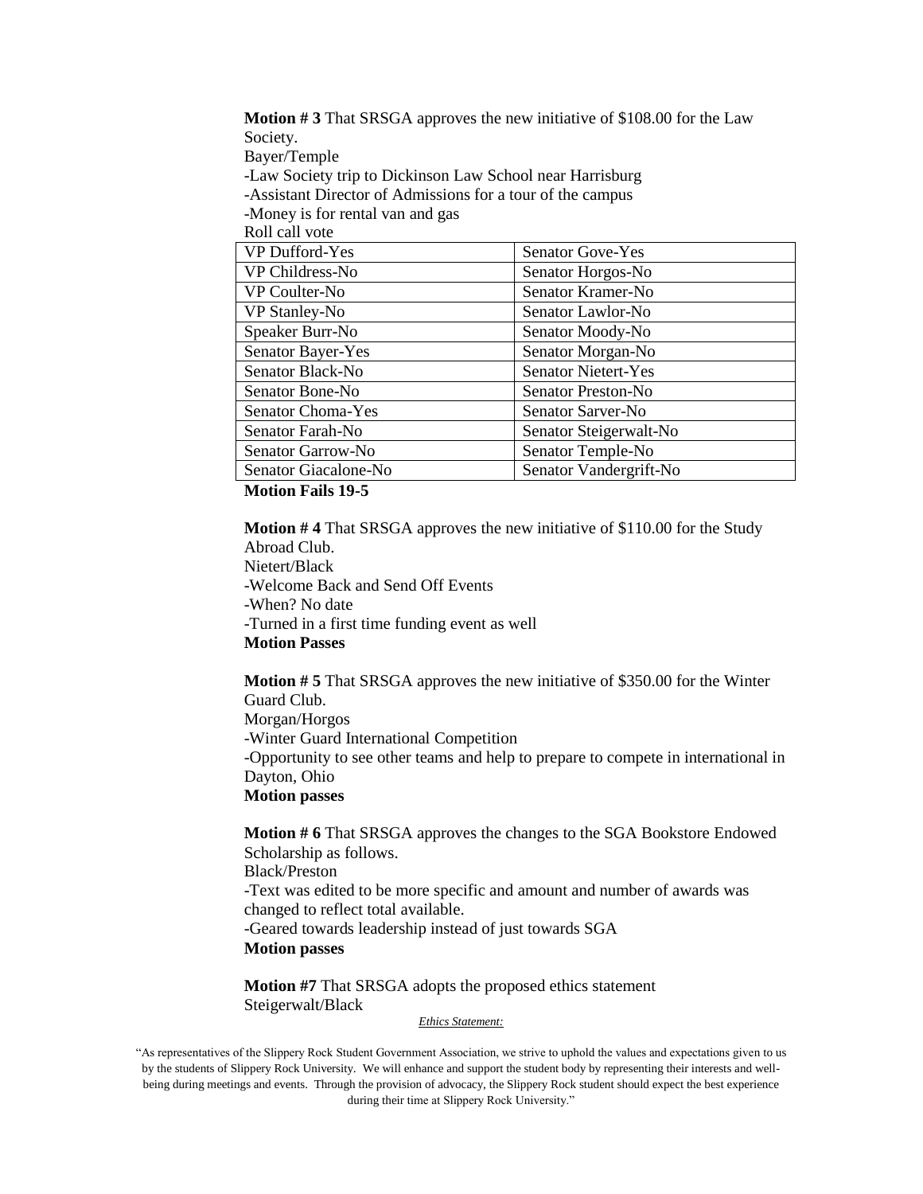**Motion # 3** That SRSGA approves the new initiative of $108.00 for the Law Society.

Bayer/Temple

-Law Society trip to Dickinson Law School near Harrisburg

-Assistant Director of Admissions for a tour of the campus

-Money is for rental van and gas

Roll call vote

| | |
|---|---|
| VP Dufford-Yes | Senator Gove-Yes |
| VP Childress-No | Senator Horgos-No |
| VP Coulter-No | Senator Kramer-No |
| VP Stanley-No | Senator Lawlor-No |
| Speaker Burr-No | Senator Moody-No |
| Senator Bayer-Yes | Senator Morgan-No |
| Senator Black-No | Senator Nietert-Yes |
| Senator Bone-No | Senator Preston-No |
| Senator Choma-Yes | Senator Sarver-No |
| Senator Farah-No | Senator Steigerwalt-No |
| Senator Garrow-No | Senator Temple-No |
| Senator Giacalone-No | Senator Vandergrift-No |

**Motion Fails 19-5**

**Motion # 4** That SRSGA approves the new initiative of $110.00 for the Study Abroad Club.

Nietert/Black

-Welcome Back and Send Off Events

-When? No date

-Turned in a first time funding event as well

**Motion Passes**

**Motion # 5** That SRSGA approves the new initiative of $350.00 for the Winter Guard Club.

Morgan/Horgos

-Winter Guard International Competition

-Opportunity to see other teams and help to prepare to compete in international in Dayton, Ohio

**Motion passes**

**Motion # 6** That SRSGA approves the changes to the SGA Bookstore Endowed Scholarship as follows.

Black/Preston

-Text was edited to be more specific and amount and number of awards was changed to reflect total available.

-Geared towards leadership instead of just towards SGA

**Motion passes**

**Motion #7** That SRSGA adopts the proposed ethics statement

Steigerwalt/Black

*Ethics Statement:*

"As representatives of the Slippery Rock Student Government Association, we strive to uphold the values and expectations given to us by the students of Slippery Rock University. We will enhance and support the student body by representing their interests and well-being during meetings and events. Through the provision of advocacy, the Slippery Rock student should expect the best experience during their time at Slippery Rock University."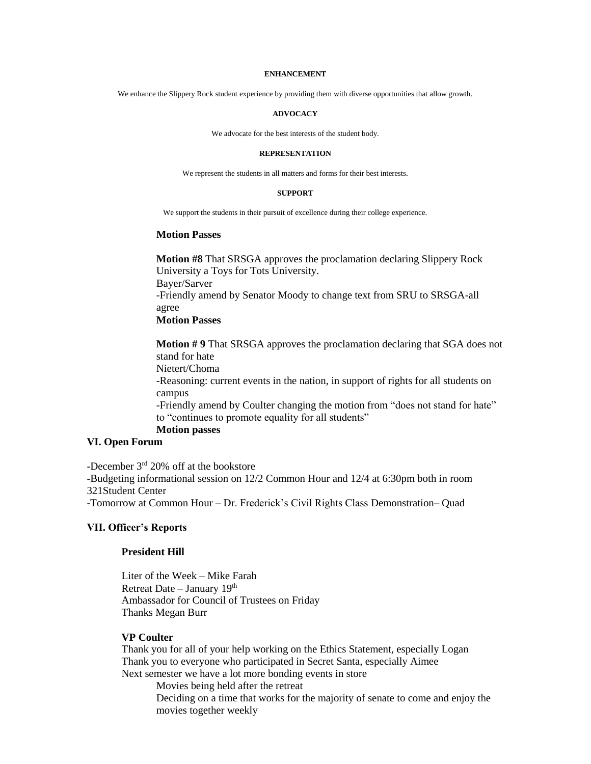**ENHANCEMENT**

We enhance the Slippery Rock student experience by providing them with diverse opportunities that allow growth.

**ADVOCACY**

We advocate for the best interests of the student body.

**REPRESENTATION**

We represent the students in all matters and forms for their best interests.

**SUPPORT**

We support the students in their pursuit of excellence during their college experience.

**Motion Passes**

**Motion #8** That SRSGA approves the proclamation declaring Slippery Rock University a Toys for Tots University.
Bayer/Sarver
-Friendly amend by Senator Moody to change text from SRU to SRSGA-all agree
**Motion Passes**

**Motion # 9** That SRSGA approves the proclamation declaring that SGA does not stand for hate
Nietert/Choma
-Reasoning: current events in the nation, in support of rights for all students on campus
-Friendly amend by Coulter changing the motion from "does not stand for hate" to "continues to promote equality for all students"
**Motion passes**

## VI. Open Forum

-December 3rd 20% off at the bookstore
-Budgeting informational session on 12/2 Common Hour and 12/4 at 6:30pm both in room 321Student Center
-Tomorrow at Common Hour – Dr. Frederick's Civil Rights Class Demonstration– Quad

## VII. Officer's Reports

### President Hill

Liter of the Week – Mike Farah
Retreat Date – January 19th
Ambassador for Council of Trustees on Friday
Thanks Megan Burr

### VP Coulter

Thank you for all of your help working on the Ethics Statement, especially Logan
Thank you to everyone who participated in Secret Santa, especially Aimee
Next semester we have a lot more bonding events in store

- Movies being held after the retreat
- Deciding on a time that works for the majority of senate to come and enjoy the movies together weekly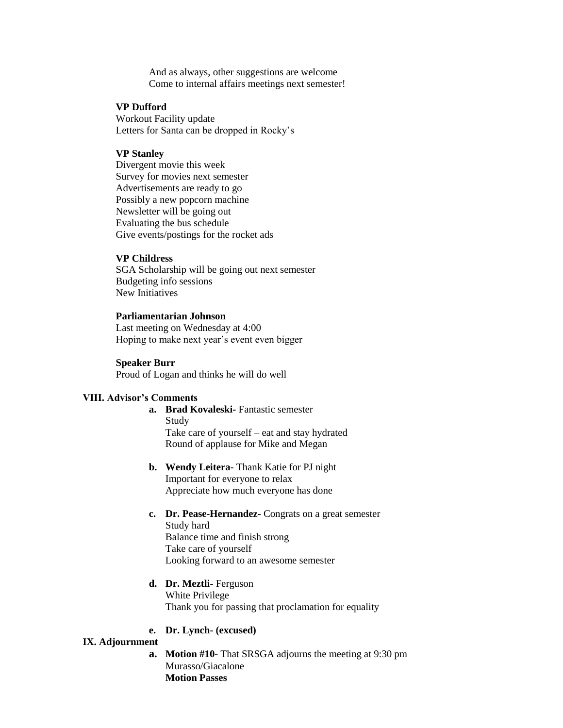And as always, other suggestions are welcome
Come to internal affairs meetings next semester!

**VP Dufford**
Workout Facility update
Letters for Santa can be dropped in Rocky's

**VP Stanley**
Divergent movie this week
Survey for movies next semester
Advertisements are ready to go
Possibly a new popcorn machine
Newsletter will be going out
Evaluating the bus schedule
Give events/postings for the rocket ads

**VP Childress**
SGA Scholarship will be going out next semester
Budgeting info sessions
New Initiatives

**Parliamentarian Johnson**
Last meeting on Wednesday at 4:00
Hoping to make next year's event even bigger

**Speaker Burr**
Proud of Logan and thinks he will do well

**VIII. Advisor's Comments**

a. **Brad Kovaleski-** Fantastic semester
   Study
   Take care of yourself – eat and stay hydrated
   Round of applause for Mike and Megan

b. **Wendy Leitera-** Thank Katie for PJ night
   Important for everyone to relax
   Appreciate how much everyone has done

c. **Dr. Pease-Hernandez-** Congrats on a great semester
   Study hard
   Balance time and finish strong
   Take care of yourself
   Looking forward to an awesome semester

d. **Dr. Meztli-** Ferguson
   White Privilege
   Thank you for passing that proclamation for equality

e. **Dr. Lynch- (excused)**

**IX. Adjournment**

a. **Motion #10**- That SRSGA adjourns the meeting at 9:30 pm
   Murasso/Giacalone
   **Motion Passes**